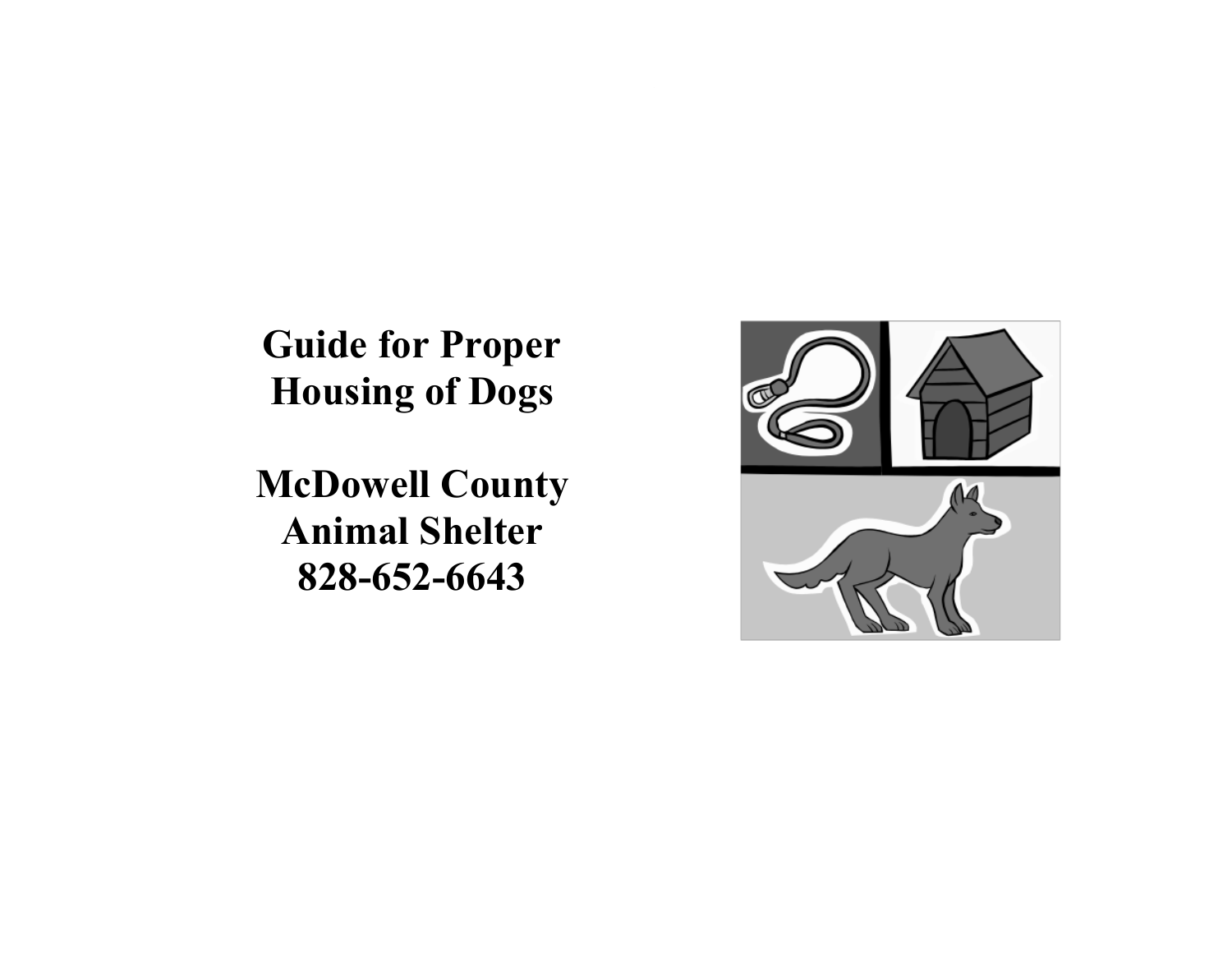# Guide for Proper Housing of Dogs

## McDowell County Animal Shelter
## 828-652-6643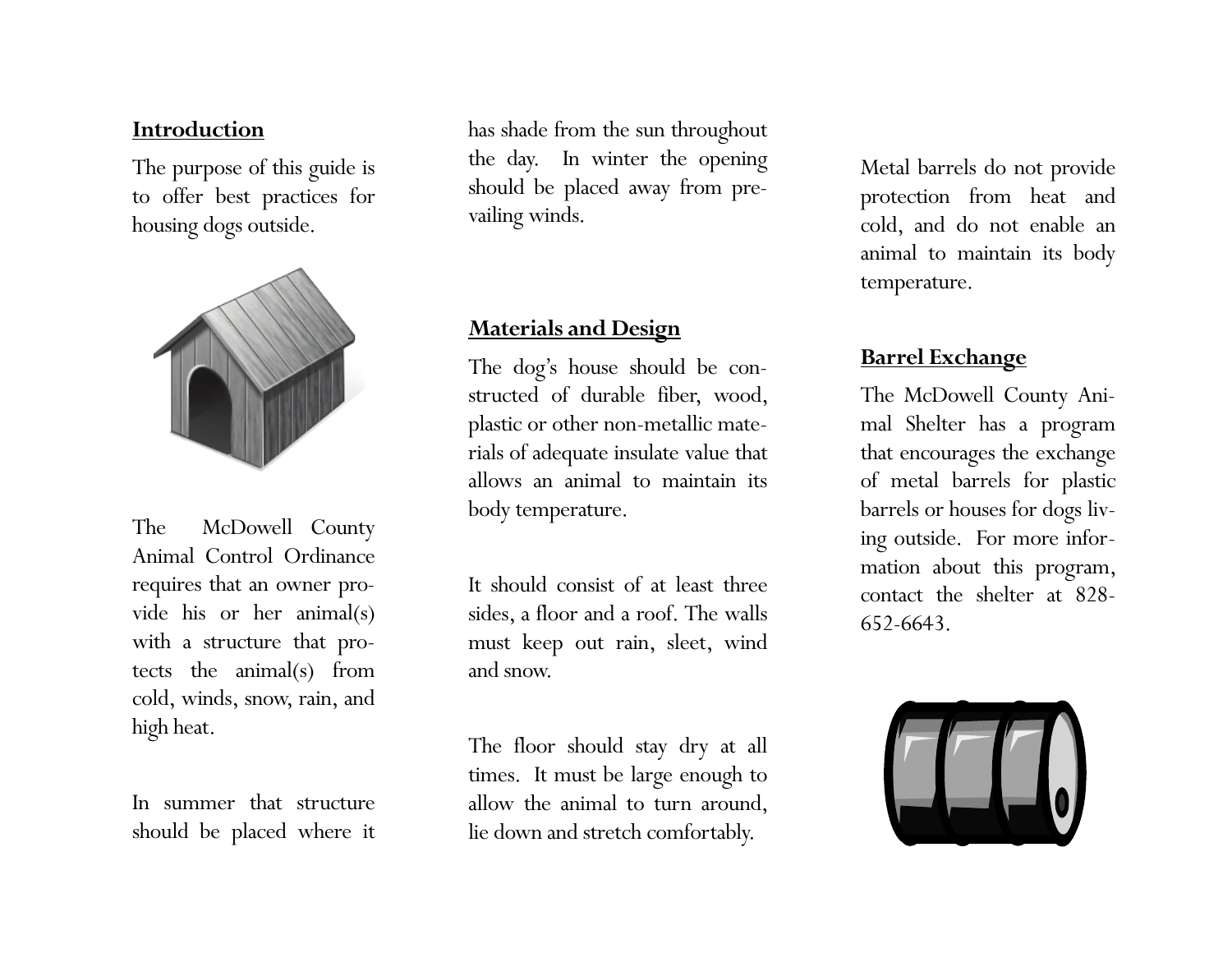## Introduction

The purpose of this guide is to offer best practices for housing dogs outside.

The McDowell County Animal Control Ordinance requires that an owner provide his or her animal(s) with a structure that protects the animal(s) from cold, winds, snow, rain, and high heat.

In summer that structure should be placed where it has shade from the sun throughout the day. In winter the opening should be placed away from prevailing winds.

## Materials and Design

The dog's house should be constructed of durable fiber, wood, plastic or other non-metallic materials of adequate insulate value that allows an animal to maintain its body temperature.

It should consist of at least three sides, a floor and a roof. The walls must keep out rain, sleet, wind and snow.

The floor should stay dry at all times. It must be large enough to allow the animal to turn around, lie down and stretch comfortably.

Metal barrels do not provide protection from heat and cold, and do not enable an animal to maintain its body temperature.

## Barrel Exchange

The McDowell County Animal Shelter has a program that encourages the exchange of metal barrels for plastic barrels or houses for dogs living outside. For more information about this program, contact the shelter at 828-652-6643.